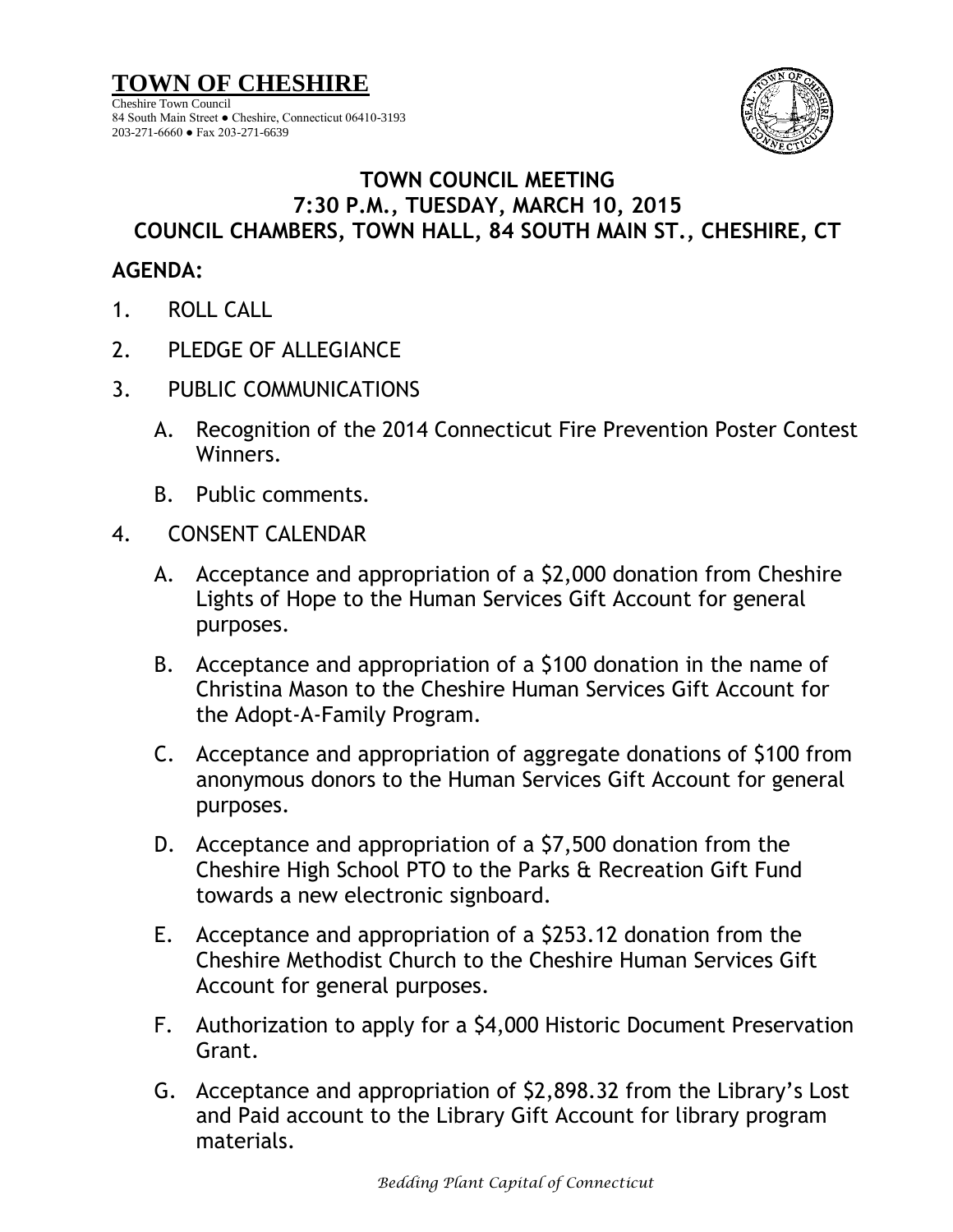# TOWN OF CHESHIRE

Cheshire Town Council
84 South Main Street ● Cheshire, Connecticut 06410-3193
203-271-6660 ● Fax 203-271-6639

## TOWN COUNCIL MEETING
## 7:30 P.M., TUESDAY, MARCH 10, 2015
## COUNCIL CHAMBERS, TOWN HALL, 84 SOUTH MAIN ST., CHESHIRE, CT

**AGENDA:**

1. ROLL CALL

2. PLEDGE OF ALLEGIANCE

3. PUBLIC COMMUNICATIONS

   A. Recognition of the 2014 Connecticut Fire Prevention Poster Contest Winners.

   B. Public comments.

4. CONSENT CALENDAR

   A. Acceptance and appropriation of a $2,000 donation from Cheshire Lights of Hope to the Human Services Gift Account for general purposes.

   B. Acceptance and appropriation of a $100 donation in the name of Christina Mason to the Cheshire Human Services Gift Account for the Adopt-A-Family Program.

   C. Acceptance and appropriation of aggregate donations of $100 from anonymous donors to the Human Services Gift Account for general purposes.

   D. Acceptance and appropriation of a $7,500 donation from the Cheshire High School PTO to the Parks & Recreation Gift Fund towards a new electronic signboard.

   E. Acceptance and appropriation of a $253.12 donation from the Cheshire Methodist Church to the Cheshire Human Services Gift Account for general purposes.

   F. Authorization to apply for a $4,000 Historic Document Preservation Grant.

   G. Acceptance and appropriation of $2,898.32 from the Library's Lost and Paid account to the Library Gift Account for library program materials.

*Bedding Plant Capital of Connecticut*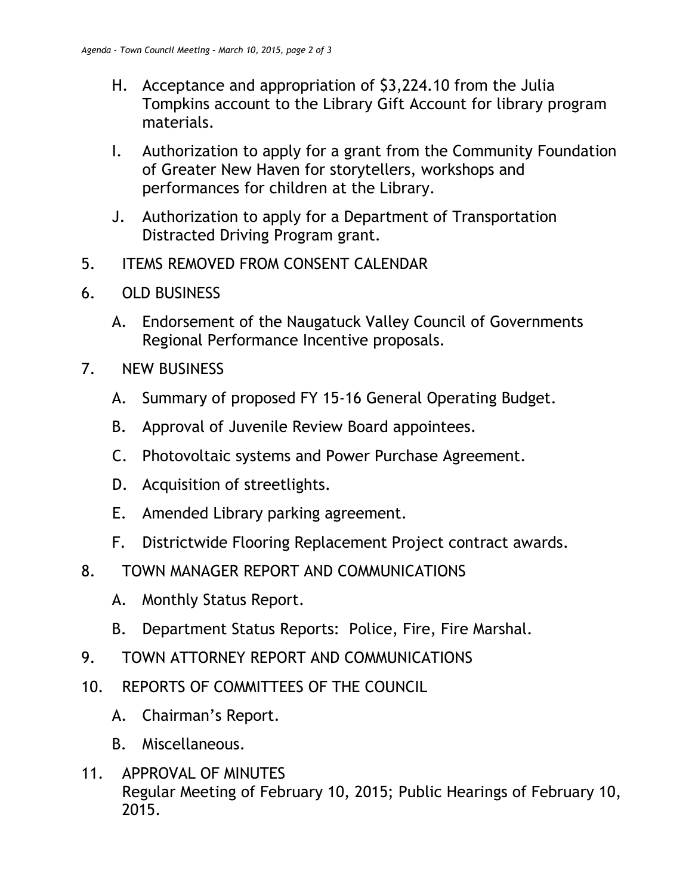H. Acceptance and appropriation of $3,224.10 from the Julia Tompkins account to the Library Gift Account for library program materials.

I. Authorization to apply for a grant from the Community Foundation of Greater New Haven for storytellers, workshops and performances for children at the Library.

J. Authorization to apply for a Department of Transportation Distracted Driving Program grant.

5. ITEMS REMOVED FROM CONSENT CALENDAR

6. OLD BUSINESS

   A. Endorsement of the Naugatuck Valley Council of Governments Regional Performance Incentive proposals.

7. NEW BUSINESS

   A. Summary of proposed FY 15-16 General Operating Budget.

   B. Approval of Juvenile Review Board appointees.

   C. Photovoltaic systems and Power Purchase Agreement.

   D. Acquisition of streetlights.

   E. Amended Library parking agreement.

   F. Districtwide Flooring Replacement Project contract awards.

8. TOWN MANAGER REPORT AND COMMUNICATIONS

   A. Monthly Status Report.

   B. Department Status Reports: Police, Fire, Fire Marshal.

9. TOWN ATTORNEY REPORT AND COMMUNICATIONS

10. REPORTS OF COMMITTEES OF THE COUNCIL

    A. Chairman's Report.

    B. Miscellaneous.

11. APPROVAL OF MINUTES
    Regular Meeting of February 10, 2015; Public Hearings of February 10, 2015.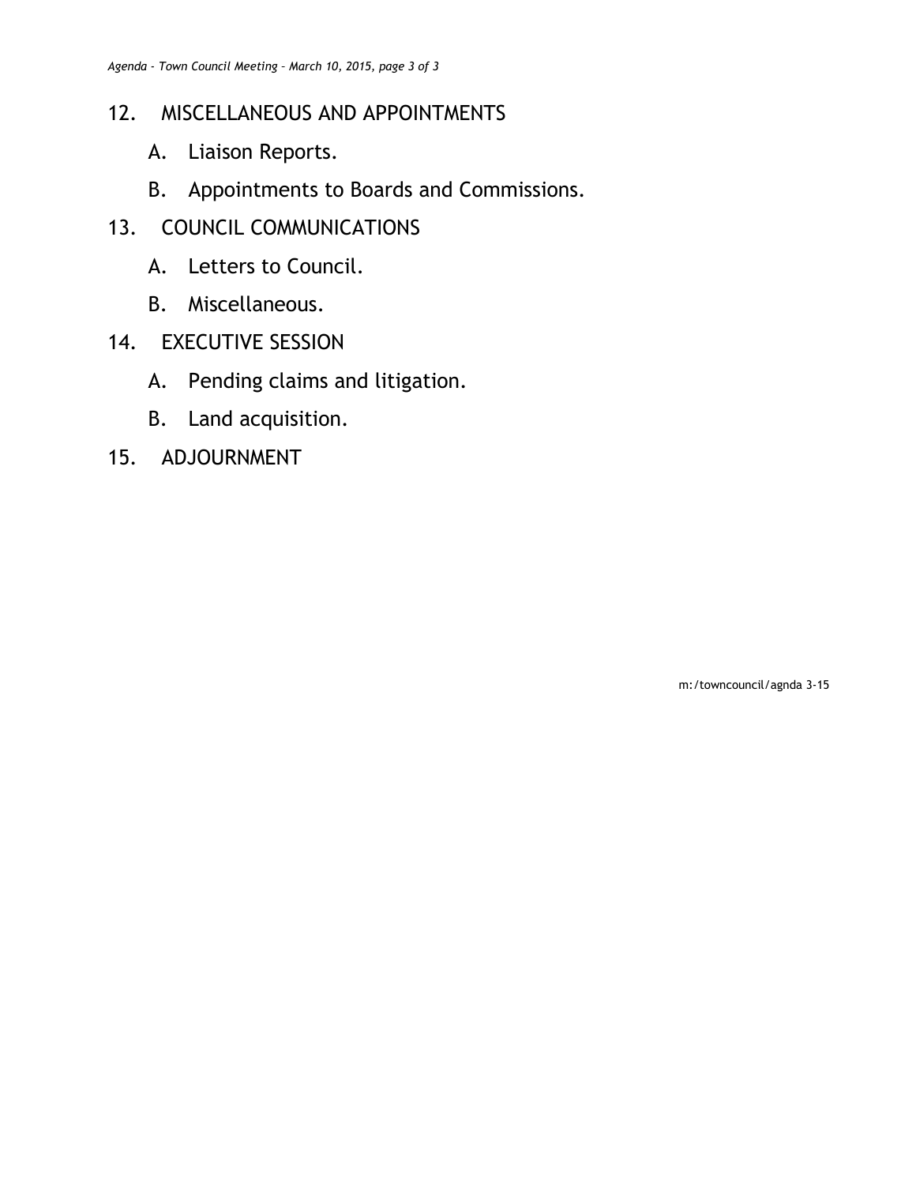12. MISCELLANEOUS AND APPOINTMENTS
    - A. Liaison Reports.
    - B. Appointments to Boards and Commissions.
13. COUNCIL COMMUNICATIONS
    - A. Letters to Council.
    - B. Miscellaneous.
14. EXECUTIVE SESSION
    - A. Pending claims and litigation.
    - B. Land acquisition.
15. ADJOURNMENT

m:/towncouncil/agnda 3-15